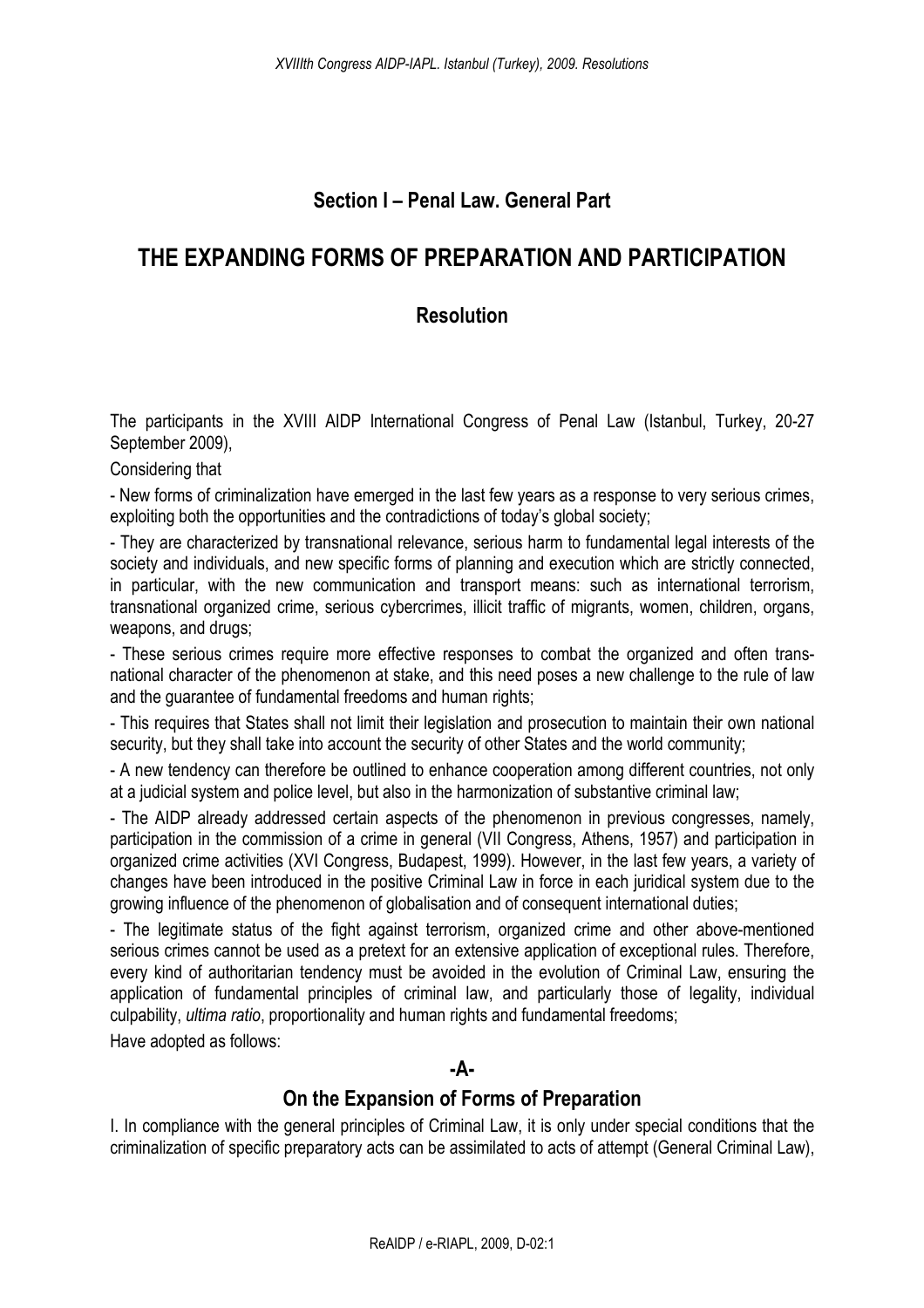## Section I – Penal Law. General Part

# THE EXPANDING FORMS OF PREPARATION AND PARTICIPATION

### Resolution

The participants in the XVIII AIDP International Congress of Penal Law (Istanbul, Turkey, 20-27 September 2009),

Considering that

- New forms of criminalization have emerged in the last few years as a response to very serious crimes, exploiting both the opportunities and the contradictions of today's global society;

- They are characterized by transnational relevance, serious harm to fundamental legal interests of the society and individuals, and new specific forms of planning and execution which are strictly connected, in particular, with the new communication and transport means: such as international terrorism, transnational organized crime, serious cybercrimes, illicit traffic of migrants, women, children, organs, weapons, and drugs;

- These serious crimes require more effective responses to combat the organized and often transnational character of the phenomenon at stake, and this need poses a new challenge to the rule of law and the guarantee of fundamental freedoms and human rights;

- This requires that States shall not limit their legislation and prosecution to maintain their own national security, but they shall take into account the security of other States and the world community;

- A new tendency can therefore be outlined to enhance cooperation among different countries, not only at a judicial system and police level, but also in the harmonization of substantive criminal law;

- The AIDP already addressed certain aspects of the phenomenon in previous congresses, namely, participation in the commission of a crime in general (VII Congress, Athens, 1957) and participation in organized crime activities (XVI Congress, Budapest, 1999). However, in the last few years, a variety of changes have been introduced in the positive Criminal Law in force in each juridical system due to the growing influence of the phenomenon of globalisation and of consequent international duties;

- The legitimate status of the fight against terrorism, organized crime and other above-mentioned serious crimes cannot be used as a pretext for an extensive application of exceptional rules. Therefore, every kind of authoritarian tendency must be avoided in the evolution of Criminal Law, ensuring the application of fundamental principles of criminal law, and particularly those of legality, individual culpability, *ultima ratio*, proportionality and human rights and fundamental freedoms;

Have adopted as follows:

### -A-

### On the Expansion of Forms of Preparation

I. In compliance with the general principles of Criminal Law, it is only under special conditions that the criminalization of specific preparatory acts can be assimilated to acts of attempt (General Criminal Law),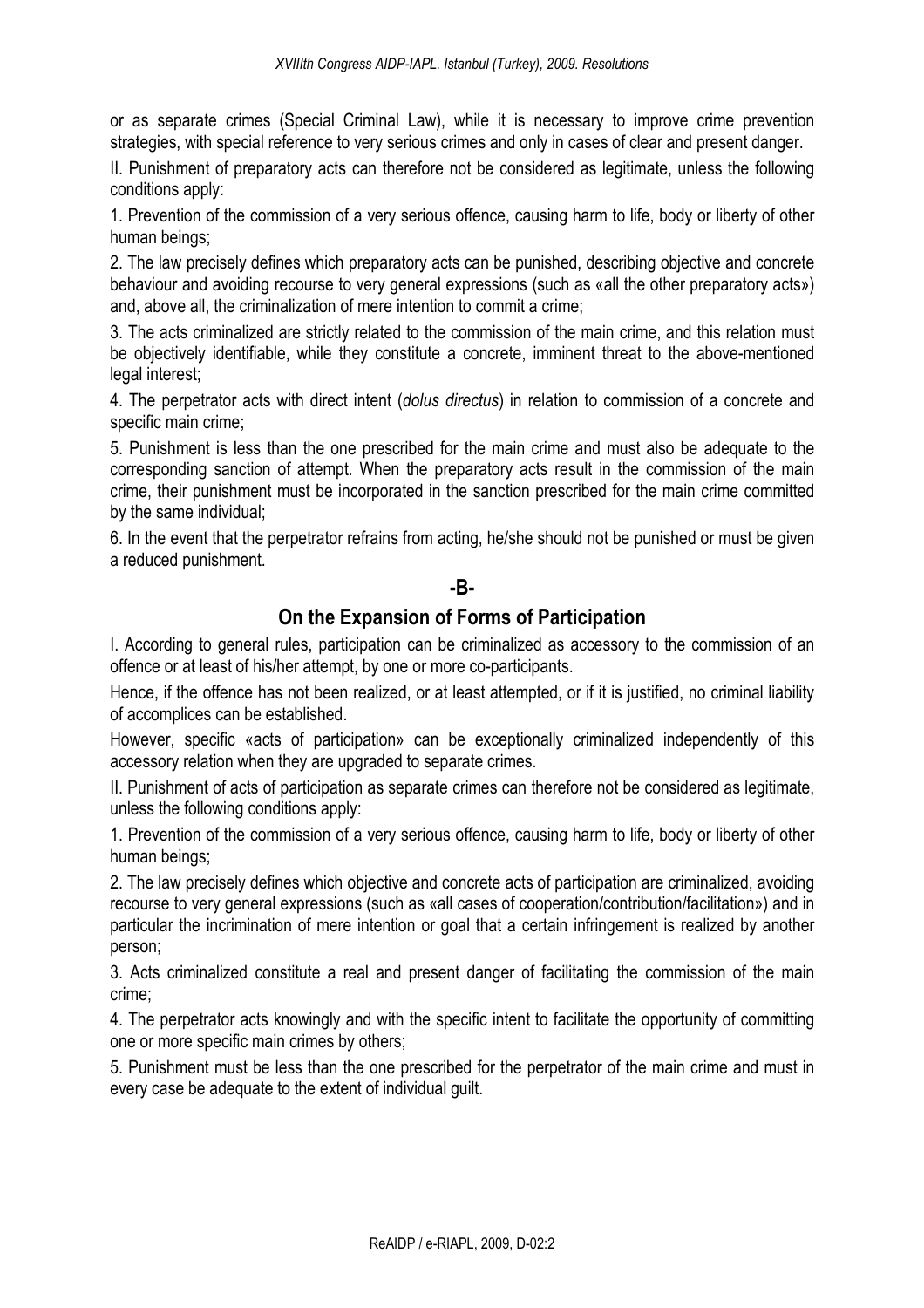or as separate crimes (Special Criminal Law), while it is necessary to improve crime prevention strategies, with special reference to very serious crimes and only in cases of clear and present danger.

II. Punishment of preparatory acts can therefore not be considered as legitimate, unless the following conditions apply:

1. Prevention of the commission of a very serious offence, causing harm to life, body or liberty of other human beings;

2. The law precisely defines which preparatory acts can be punished, describing objective and concrete behaviour and avoiding recourse to very general expressions (such as «all the other preparatory acts») and, above all, the criminalization of mere intention to commit a crime;

3. The acts criminalized are strictly related to the commission of the main crime, and this relation must be objectively identifiable, while they constitute a concrete, imminent threat to the above-mentioned legal interest;

4. The perpetrator acts with direct intent (*dolus directus*) in relation to commission of a concrete and specific main crime;

5. Punishment is less than the one prescribed for the main crime and must also be adequate to the corresponding sanction of attempt. When the preparatory acts result in the commission of the main crime, their punishment must be incorporated in the sanction prescribed for the main crime committed by the same individual;

6. In the event that the perpetrator refrains from acting, he/she should not be punished or must be given a reduced punishment.

## -B-

## On the Expansion of Forms of Participation

I. According to general rules, participation can be criminalized as accessory to the commission of an offence or at least of his/her attempt, by one or more co-participants.

Hence, if the offence has not been realized, or at least attempted, or if it is justified, no criminal liability of accomplices can be established.

However, specific «acts of participation» can be exceptionally criminalized independently of this accessory relation when they are upgraded to separate crimes.

II. Punishment of acts of participation as separate crimes can therefore not be considered as legitimate, unless the following conditions apply:

1. Prevention of the commission of a very serious offence, causing harm to life, body or liberty of other human beings;

2. The law precisely defines which objective and concrete acts of participation are criminalized, avoiding recourse to very general expressions (such as «all cases of cooperation/contribution/facilitation») and in particular the incrimination of mere intention or goal that a certain infringement is realized by another person;

3. Acts criminalized constitute a real and present danger of facilitating the commission of the main crime;

4. The perpetrator acts knowingly and with the specific intent to facilitate the opportunity of committing one or more specific main crimes by others;

5. Punishment must be less than the one prescribed for the perpetrator of the main crime and must in every case be adequate to the extent of individual guilt.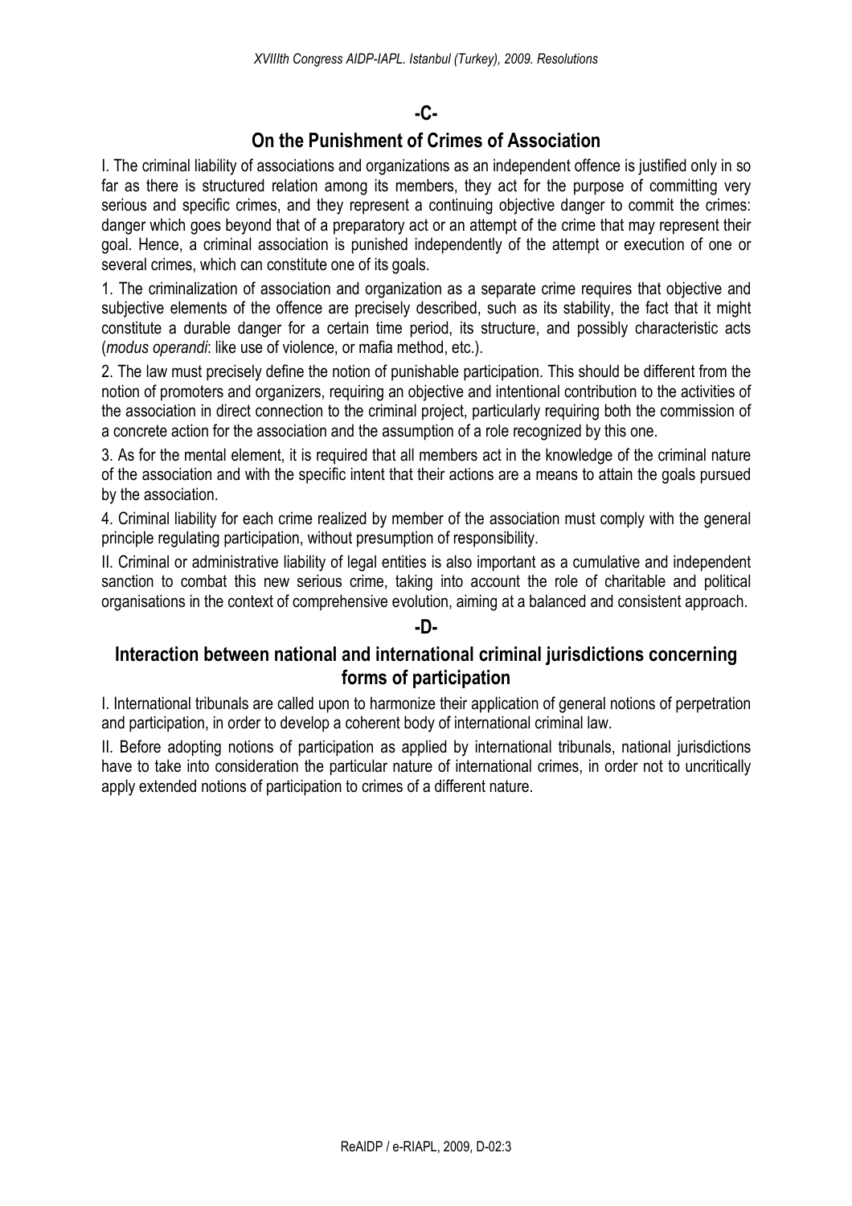## -C-

## On the Punishment of Crimes of Association

I. The criminal liability of associations and organizations as an independent offence is justified only in so far as there is structured relation among its members, they act for the purpose of committing very serious and specific crimes, and they represent a continuing objective danger to commit the crimes: danger which goes beyond that of a preparatory act or an attempt of the crime that may represent their goal. Hence, a criminal association is punished independently of the attempt or execution of one or several crimes, which can constitute one of its goals.

1. The criminalization of association and organization as a separate crime requires that objective and subjective elements of the offence are precisely described, such as its stability, the fact that it might constitute a durable danger for a certain time period, its structure, and possibly characteristic acts (*modus operandi*: like use of violence, or mafia method, etc.).

2. The law must precisely define the notion of punishable participation. This should be different from the notion of promoters and organizers, requiring an objective and intentional contribution to the activities of the association in direct connection to the criminal project, particularly requiring both the commission of a concrete action for the association and the assumption of a role recognized by this one.

3. As for the mental element, it is required that all members act in the knowledge of the criminal nature of the association and with the specific intent that their actions are a means to attain the goals pursued by the association.

4. Criminal liability for each crime realized by member of the association must comply with the general principle regulating participation, without presumption of responsibility.

II. Criminal or administrative liability of legal entities is also important as a cumulative and independent sanction to combat this new serious crime, taking into account the role of charitable and political organisations in the context of comprehensive evolution, aiming at a balanced and consistent approach.

## -D-

## Interaction between national and international criminal jurisdictions concerning forms of participation

I. International tribunals are called upon to harmonize their application of general notions of perpetration and participation, in order to develop a coherent body of international criminal law.

II. Before adopting notions of participation as applied by international tribunals, national jurisdictions have to take into consideration the particular nature of international crimes, in order not to uncritically apply extended notions of participation to crimes of a different nature.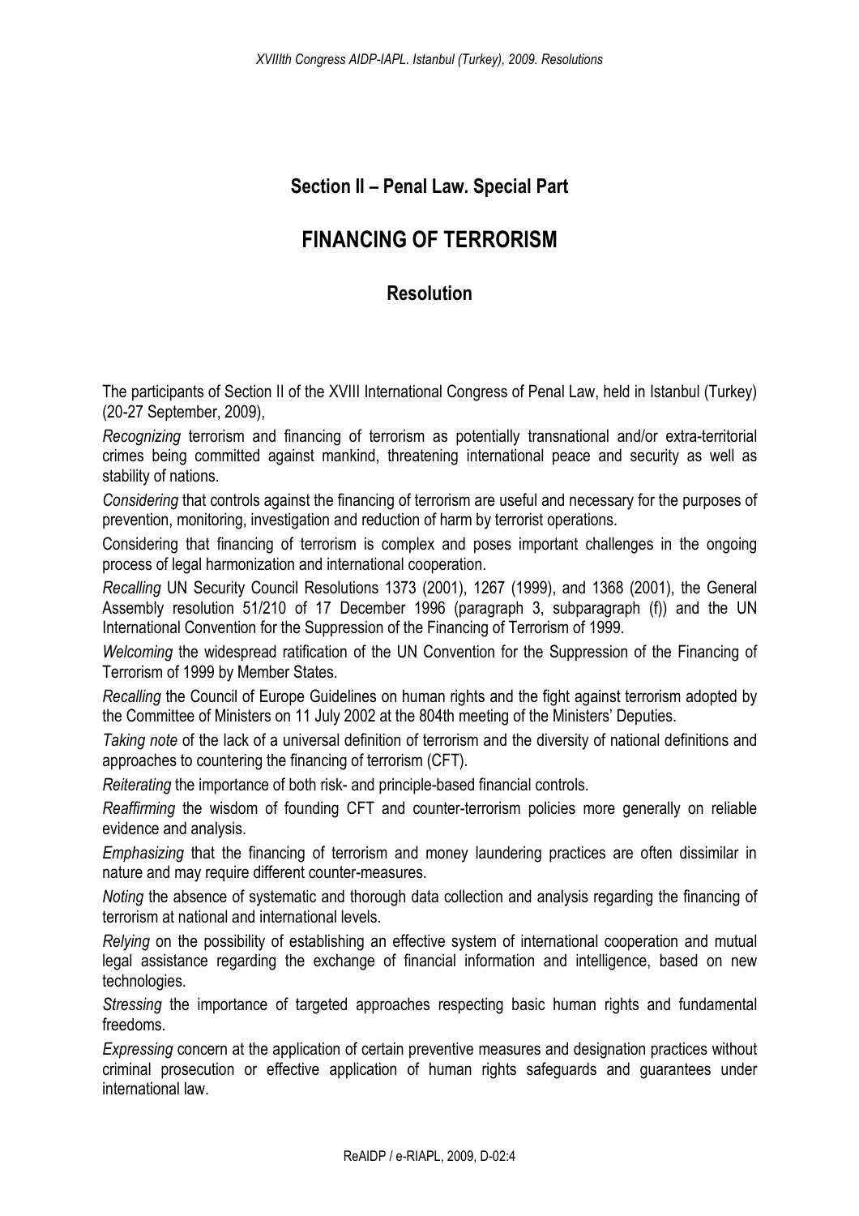## Section II – Penal Law. Special Part

# FINANCING OF TERRORISM

### Resolution

The participants of Section II of the XVIII International Congress of Penal Law, held in Istanbul (Turkey) (20-27 September, 2009),

*Recognizing* terrorism and financing of terrorism as potentially transnational and/or extra-territorial crimes being committed against mankind, threatening international peace and security as well as stability of nations.

*Considering* that controls against the financing of terrorism are useful and necessary for the purposes of prevention, monitoring, investigation and reduction of harm by terrorist operations.

Considering that financing of terrorism is complex and poses important challenges in the ongoing process of legal harmonization and international cooperation.

*Recalling* UN Security Council Resolutions 1373 (2001), 1267 (1999), and 1368 (2001), the General Assembly resolution 51/210 of 17 December 1996 (paragraph 3, subparagraph (f)) and the UN International Convention for the Suppression of the Financing of Terrorism of 1999.

*Welcoming* the widespread ratification of the UN Convention for the Suppression of the Financing of Terrorism of 1999 by Member States.

*Recalling* the Council of Europe Guidelines on human rights and the fight against terrorism adopted by the Committee of Ministers on 11 July 2002 at the 804th meeting of the Ministers' Deputies.

*Taking note* of the lack of a universal definition of terrorism and the diversity of national definitions and approaches to countering the financing of terrorism (CFT).

*Reiterating* the importance of both risk- and principle-based financial controls.

*Reaffirming* the wisdom of founding CFT and counter-terrorism policies more generally on reliable evidence and analysis.

*Emphasizing* that the financing of terrorism and money laundering practices are often dissimilar in nature and may require different counter-measures.

*Noting* the absence of systematic and thorough data collection and analysis regarding the financing of terrorism at national and international levels.

*Relying* on the possibility of establishing an effective system of international cooperation and mutual legal assistance regarding the exchange of financial information and intelligence, based on new technologies.

*Stressing* the importance of targeted approaches respecting basic human rights and fundamental freedoms.

*Expressing* concern at the application of certain preventive measures and designation practices without criminal prosecution or effective application of human rights safeguards and guarantees under international law.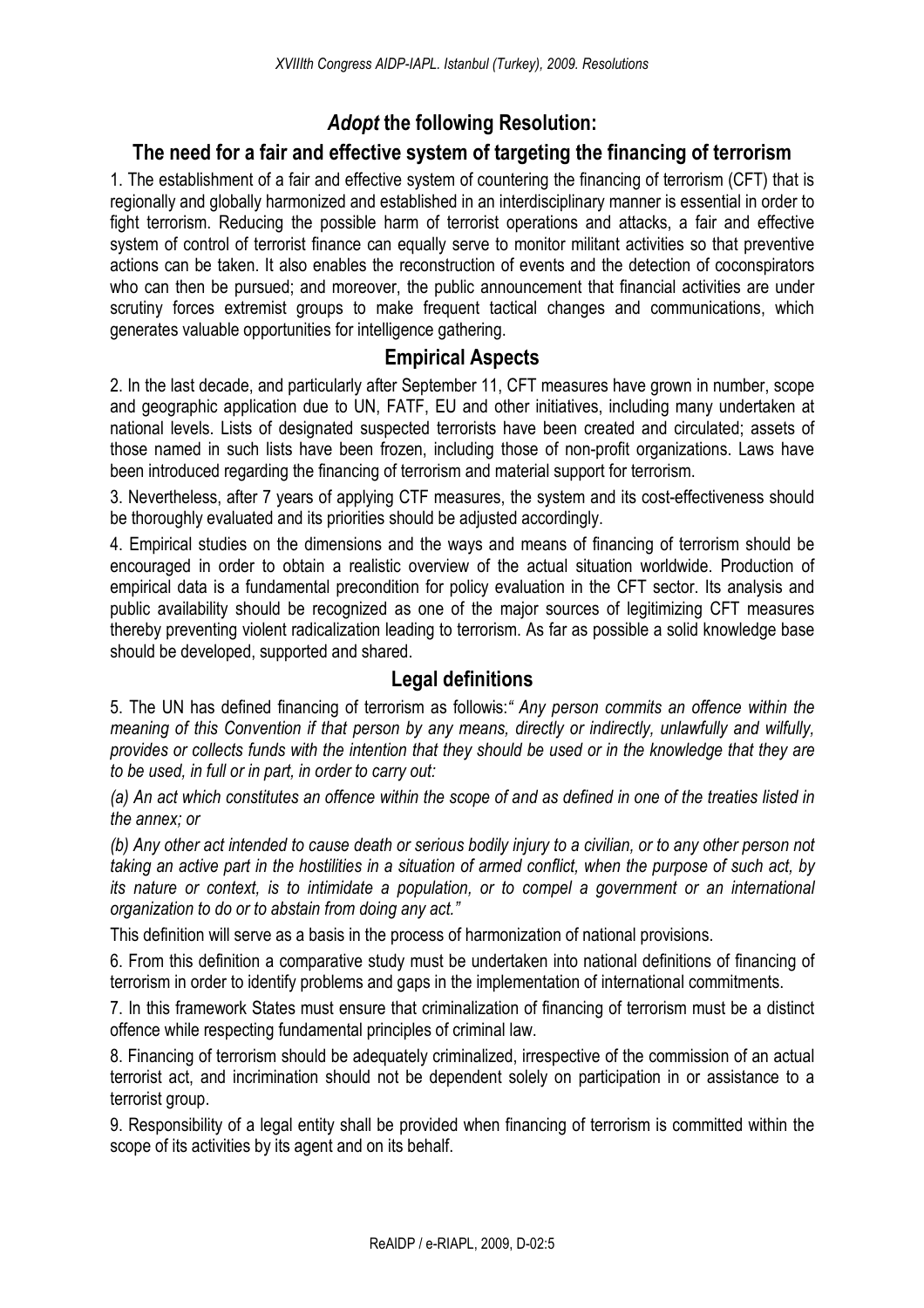## *Adopt* the following Resolution:

## The need for a fair and effective system of targeting the financing of terrorism

1. The establishment of a fair and effective system of countering the financing of terrorism (CFT) that is regionally and globally harmonized and established in an interdisciplinary manner is essential in order to fight terrorism. Reducing the possible harm of terrorist operations and attacks, a fair and effective system of control of terrorist finance can equally serve to monitor militant activities so that preventive actions can be taken. It also enables the reconstruction of events and the detection of coconspirators who can then be pursued; and moreover, the public announcement that financial activities are under scrutiny forces extremist groups to make frequent tactical changes and communications, which generates valuable opportunities for intelligence gathering.

### Empirical Aspects

2. In the last decade, and particularly after September 11, CFT measures have grown in number, scope and geographic application due to UN, FATF, EU and other initiatives, including many undertaken at national levels. Lists of designated suspected terrorists have been created and circulated; assets of those named in such lists have been frozen, including those of non-profit organizations. Laws have been introduced regarding the financing of terrorism and material support for terrorism.

3. Nevertheless, after 7 years of applying CTF measures, the system and its cost-effectiveness should be thoroughly evaluated and its priorities should be adjusted accordingly.

4. Empirical studies on the dimensions and the ways and means of financing of terrorism should be encouraged in order to obtain a realistic overview of the actual situation worldwide. Production of empirical data is a fundamental precondition for policy evaluation in the CFT sector. Its analysis and public availability should be recognized as one of the major sources of legitimizing CFT measures thereby preventing violent radicalization leading to terrorism. As far as possible a solid knowledge base should be developed, supported and shared.

### Legal definitions

5. The UN has defined financing of terrorism as followis:*" Any person commits an offence within the meaning of this Convention if that person by any means, directly or indirectly, unlawfully and wilfully, provides or collects funds with the intention that they should be used or in the knowledge that they are to be used, in full or in part, in order to carry out:*

*(a) An act which constitutes an offence within the scope of and as defined in one of the treaties listed in the annex; or*

*(b) Any other act intended to cause death or serious bodily injury to a civilian, or to any other person not taking an active part in the hostilities in a situation of armed conflict, when the purpose of such act, by its nature or context, is to intimidate a population, or to compel a government or an international organization to do or to abstain from doing any act."*

This definition will serve as a basis in the process of harmonization of national provisions.

6. From this definition a comparative study must be undertaken into national definitions of financing of terrorism in order to identify problems and gaps in the implementation of international commitments.

7. In this framework States must ensure that criminalization of financing of terrorism must be a distinct offence while respecting fundamental principles of criminal law.

8. Financing of terrorism should be adequately criminalized, irrespective of the commission of an actual terrorist act, and incrimination should not be dependent solely on participation in or assistance to a terrorist group.

9. Responsibility of a legal entity shall be provided when financing of terrorism is committed within the scope of its activities by its agent and on its behalf.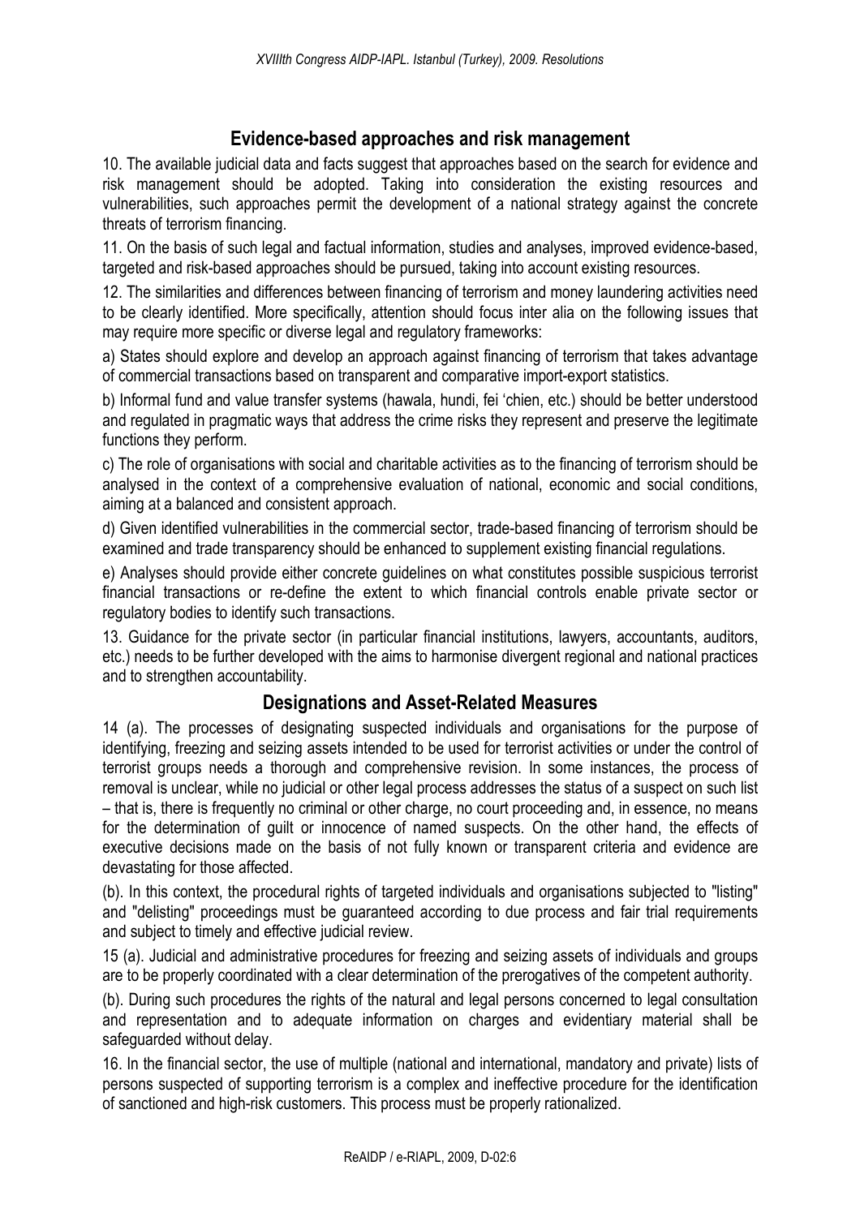## Evidence-based approaches and risk management

10. The available judicial data and facts suggest that approaches based on the search for evidence and risk management should be adopted. Taking into consideration the existing resources and vulnerabilities, such approaches permit the development of a national strategy against the concrete threats of terrorism financing.

11. On the basis of such legal and factual information, studies and analyses, improved evidence-based, targeted and risk-based approaches should be pursued, taking into account existing resources.

12. The similarities and differences between financing of terrorism and money laundering activities need to be clearly identified. More specifically, attention should focus inter alia on the following issues that may require more specific or diverse legal and regulatory frameworks:

a) States should explore and develop an approach against financing of terrorism that takes advantage of commercial transactions based on transparent and comparative import-export statistics.

b) Informal fund and value transfer systems (hawala, hundi, fei ʻchien, etc.) should be better understood and regulated in pragmatic ways that address the crime risks they represent and preserve the legitimate functions they perform.

c) The role of organisations with social and charitable activities as to the financing of terrorism should be analysed in the context of a comprehensive evaluation of national, economic and social conditions, aiming at a balanced and consistent approach.

d) Given identified vulnerabilities in the commercial sector, trade-based financing of terrorism should be examined and trade transparency should be enhanced to supplement existing financial regulations.

e) Analyses should provide either concrete guidelines on what constitutes possible suspicious terrorist financial transactions or re-define the extent to which financial controls enable private sector or regulatory bodies to identify such transactions.

13. Guidance for the private sector (in particular financial institutions, lawyers, accountants, auditors, etc.) needs to be further developed with the aims to harmonise divergent regional and national practices and to strengthen accountability.

## Designations and Asset-Related Measures

14 (a). The processes of designating suspected individuals and organisations for the purpose of identifying, freezing and seizing assets intended to be used for terrorist activities or under the control of terrorist groups needs a thorough and comprehensive revision. In some instances, the process of removal is unclear, while no judicial or other legal process addresses the status of a suspect on such list – that is, there is frequently no criminal or other charge, no court proceeding and, in essence, no means for the determination of guilt or innocence of named suspects. On the other hand, the effects of executive decisions made on the basis of not fully known or transparent criteria and evidence are devastating for those affected.

(b). In this context, the procedural rights of targeted individuals and organisations subjected to "listing" and "delisting" proceedings must be guaranteed according to due process and fair trial requirements and subject to timely and effective judicial review.

15 (a). Judicial and administrative procedures for freezing and seizing assets of individuals and groups are to be properly coordinated with a clear determination of the prerogatives of the competent authority.

(b). During such procedures the rights of the natural and legal persons concerned to legal consultation and representation and to adequate information on charges and evidentiary material shall be safeguarded without delay.

16. In the financial sector, the use of multiple (national and international, mandatory and private) lists of persons suspected of supporting terrorism is a complex and ineffective procedure for the identification of sanctioned and high-risk customers. This process must be properly rationalized.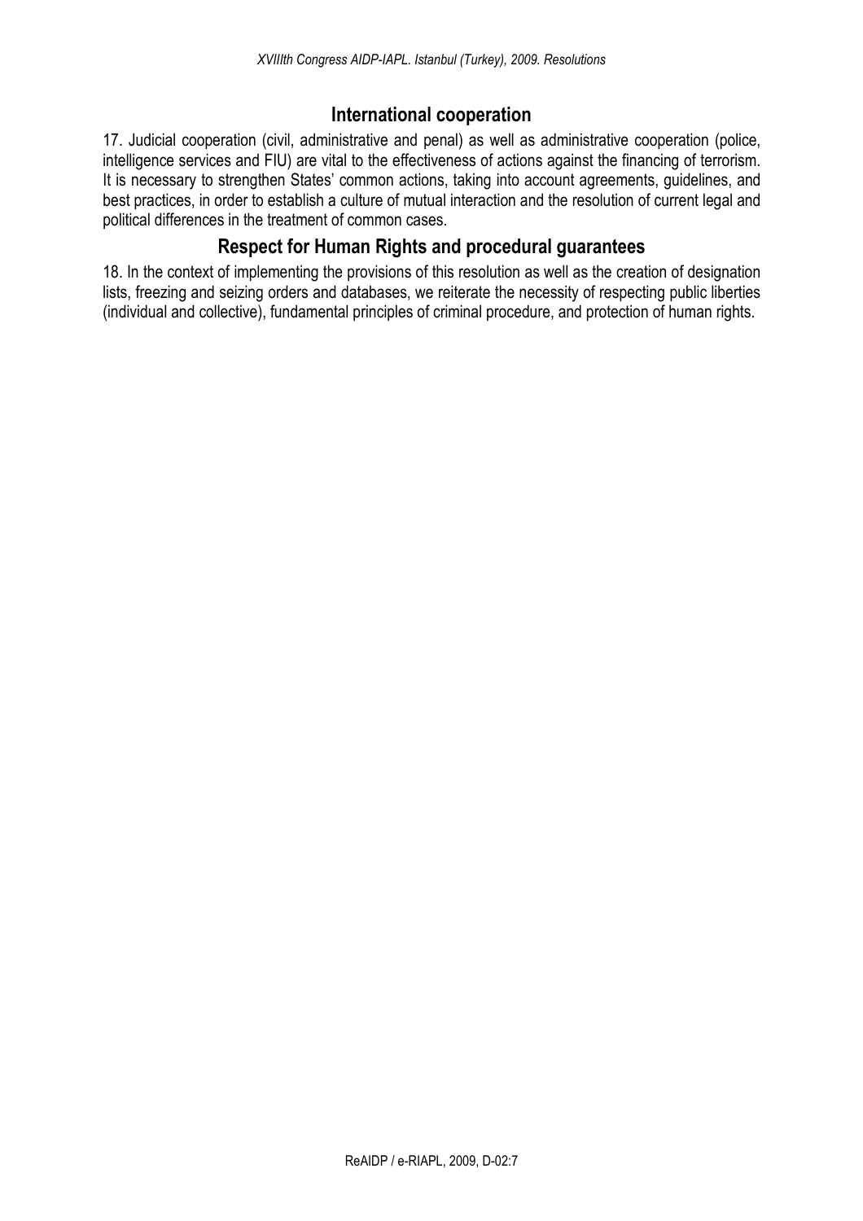## International cooperation

17. Judicial cooperation (civil, administrative and penal) as well as administrative cooperation (police, intelligence services and FIU) are vital to the effectiveness of actions against the financing of terrorism. It is necessary to strengthen States' common actions, taking into account agreements, guidelines, and best practices, in order to establish a culture of mutual interaction and the resolution of current legal and political differences in the treatment of common cases.

## Respect for Human Rights and procedural guarantees

18. In the context of implementing the provisions of this resolution as well as the creation of designation lists, freezing and seizing orders and databases, we reiterate the necessity of respecting public liberties (individual and collective), fundamental principles of criminal procedure, and protection of human rights.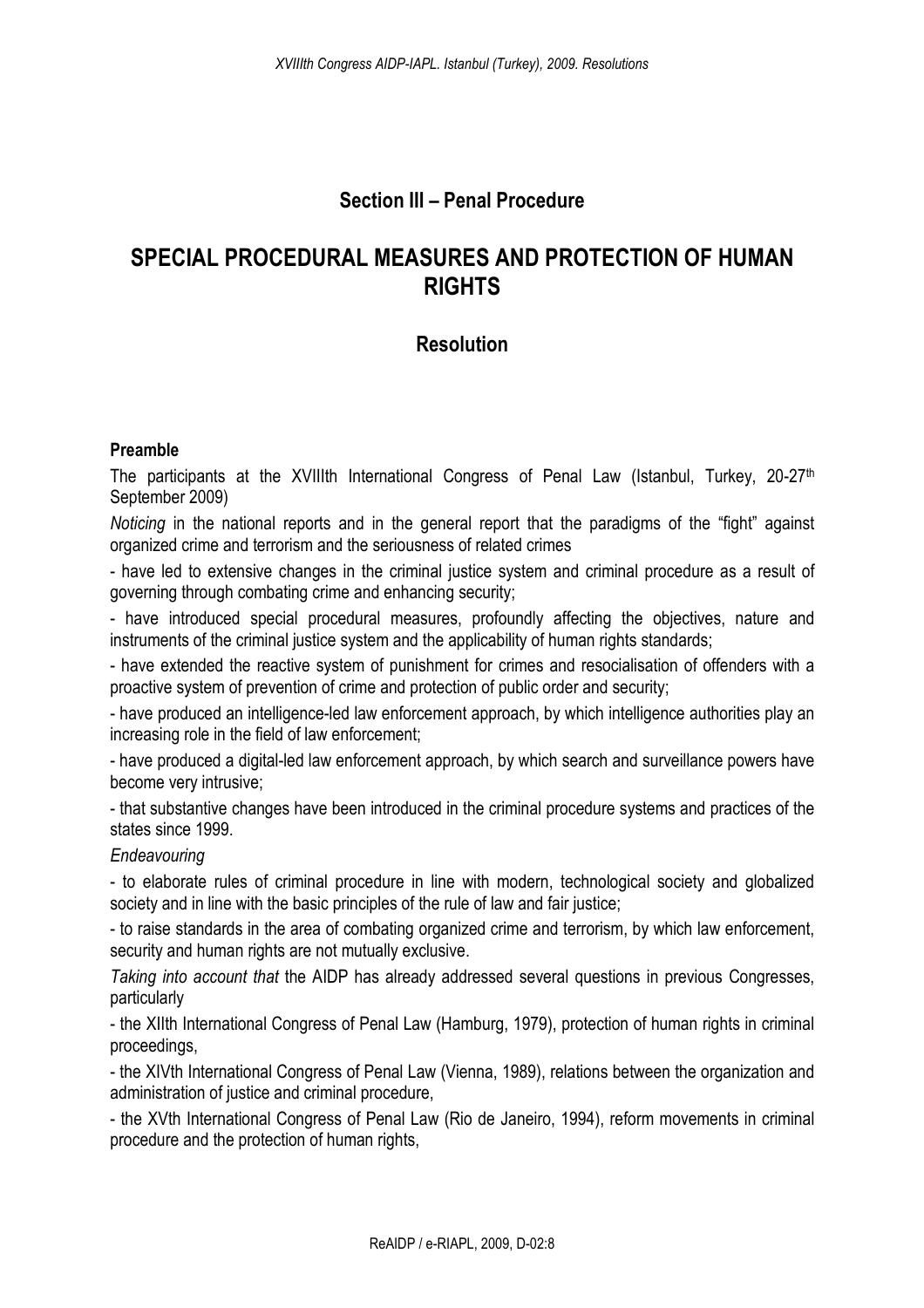## Section III – Penal Procedure

# SPECIAL PROCEDURAL MEASURES AND PROTECTION OF HUMAN RIGHTS

## Resolution

### Preamble

The participants at the XVIIIth International Congress of Penal Law (Istanbul, Turkey, 20-27th September 2009)

*Noticing* in the national reports and in the general report that the paradigms of the "fight" against organized crime and terrorism and the seriousness of related crimes

- have led to extensive changes in the criminal justice system and criminal procedure as a result of governing through combating crime and enhancing security;
- have introduced special procedural measures, profoundly affecting the objectives, nature and instruments of the criminal justice system and the applicability of human rights standards;
- have extended the reactive system of punishment for crimes and resocialisation of offenders with a proactive system of prevention of crime and protection of public order and security;
- have produced an intelligence-led law enforcement approach, by which intelligence authorities play an increasing role in the field of law enforcement;
- have produced a digital-led law enforcement approach, by which search and surveillance powers have become very intrusive;
- that substantive changes have been introduced in the criminal procedure systems and practices of the states since 1999.

*Endeavouring*

- to elaborate rules of criminal procedure in line with modern, technological society and globalized society and in line with the basic principles of the rule of law and fair justice;
- to raise standards in the area of combating organized crime and terrorism, by which law enforcement, security and human rights are not mutually exclusive.

*Taking into account that* the AIDP has already addressed several questions in previous Congresses, particularly

- the XIIth International Congress of Penal Law (Hamburg, 1979), protection of human rights in criminal proceedings,
- the XIVth International Congress of Penal Law (Vienna, 1989), relations between the organization and administration of justice and criminal procedure,
- the XVth International Congress of Penal Law (Rio de Janeiro, 1994), reform movements in criminal procedure and the protection of human rights,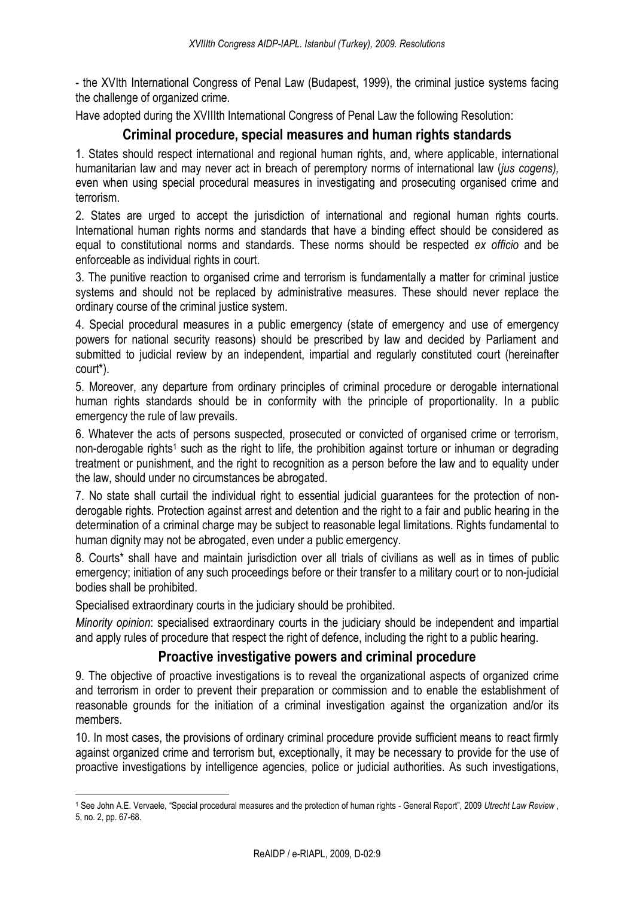- the XVIth International Congress of Penal Law (Budapest, 1999), the criminal justice systems facing the challenge of organized crime.

Have adopted during the XVIIIth International Congress of Penal Law the following Resolution:

## Criminal procedure, special measures and human rights standards

1. States should respect international and regional human rights, and, where applicable, international humanitarian law and may never act in breach of peremptory norms of international law (*jus cogens),* even when using special procedural measures in investigating and prosecuting organised crime and terrorism.

2. States are urged to accept the jurisdiction of international and regional human rights courts. International human rights norms and standards that have a binding effect should be considered as equal to constitutional norms and standards. These norms should be respected *ex officio* and be enforceable as individual rights in court.

3. The punitive reaction to organised crime and terrorism is fundamentally a matter for criminal justice systems and should not be replaced by administrative measures. These should never replace the ordinary course of the criminal justice system.

4. Special procedural measures in a public emergency (state of emergency and use of emergency powers for national security reasons) should be prescribed by law and decided by Parliament and submitted to judicial review by an independent, impartial and regularly constituted court (hereinafter court*).

5. Moreover, any departure from ordinary principles of criminal procedure or derogable international human rights standards should be in conformity with the principle of proportionality. In a public emergency the rule of law prevails.

6. Whatever the acts of persons suspected, prosecuted or convicted of organised crime or terrorism, non-derogable rights[1] such as the right to life, the prohibition against torture or inhuman or degrading treatment or punishment, and the right to recognition as a person before the law and to equality under the law, should under no circumstances be abrogated.

7. No state shall curtail the individual right to essential judicial guarantees for the protection of non-derogable rights. Protection against arrest and detention and the right to a fair and public hearing in the determination of a criminal charge may be subject to reasonable legal limitations. Rights fundamental to human dignity may not be abrogated, even under a public emergency.

8. Courts* shall have and maintain jurisdiction over all trials of civilians as well as in times of public emergency; initiation of any such proceedings before or their transfer to a military court or to non-judicial bodies shall be prohibited.

Specialised extraordinary courts in the judiciary should be prohibited.

*Minority opinion*: specialised extraordinary courts in the judiciary should be independent and impartial and apply rules of procedure that respect the right of defence, including the right to a public hearing.

## Proactive investigative powers and criminal procedure

9. The objective of proactive investigations is to reveal the organizational aspects of organized crime and terrorism in order to prevent their preparation or commission and to enable the establishment of reasonable grounds for the initiation of a criminal investigation against the organization and/or its members.

10. In most cases, the provisions of ordinary criminal procedure provide sufficient means to react firmly against organized crime and terrorism but, exceptionally, it may be necessary to provide for the use of proactive investigations by intelligence agencies, police or judicial authorities. As such investigations,

---

[1] See John A.E. Vervaele, "Special procedural measures and the protection of human rights - General Report", 2009 *Utrecht Law Review* , 5, no. 2, pp. 67-68.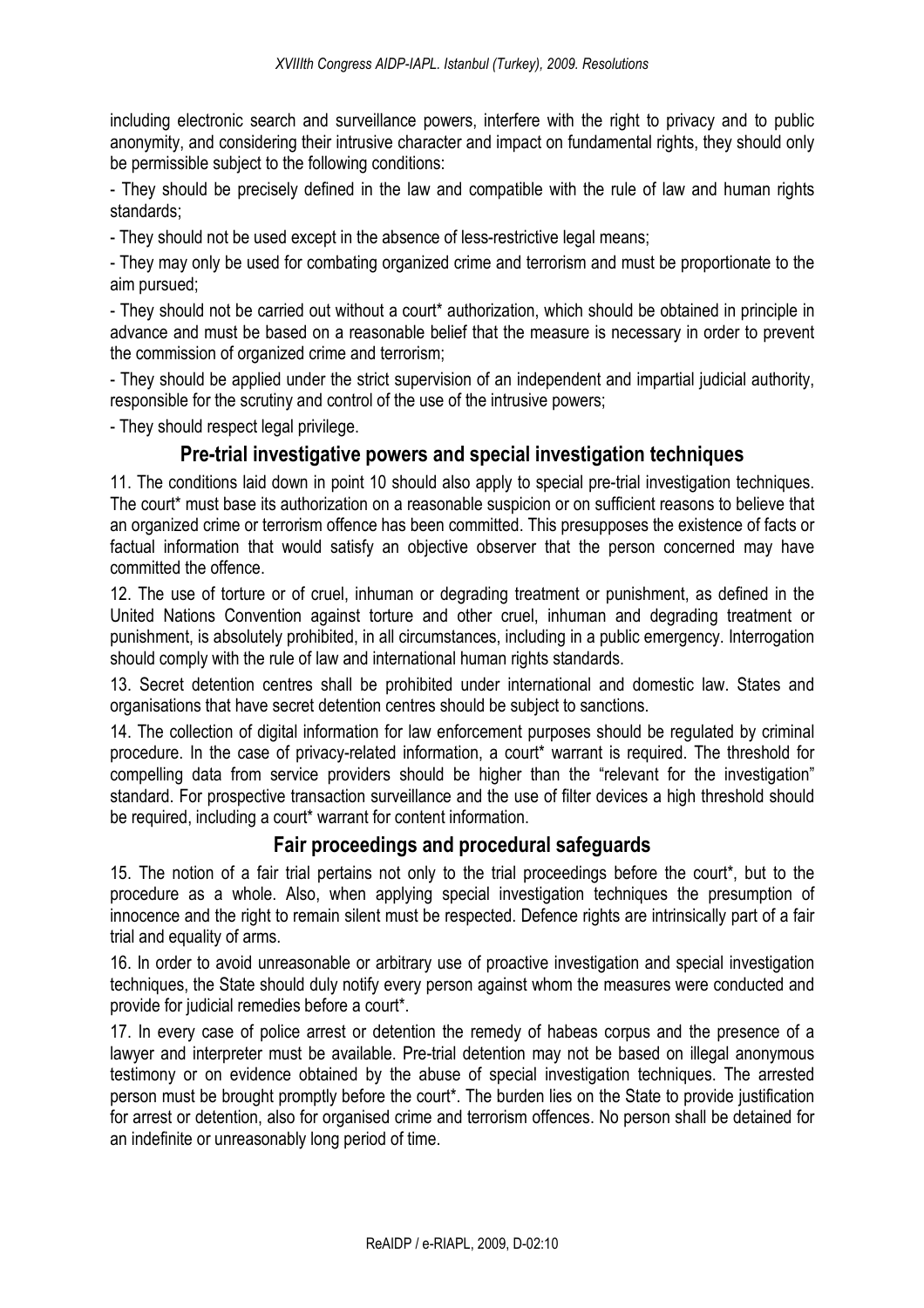including electronic search and surveillance powers, interfere with the right to privacy and to public anonymity, and considering their intrusive character and impact on fundamental rights, they should only be permissible subject to the following conditions:

- They should be precisely defined in the law and compatible with the rule of law and human rights standards;
- They should not be used except in the absence of less-restrictive legal means;
- They may only be used for combating organized crime and terrorism and must be proportionate to the aim pursued;
- They should not be carried out without a court* authorization, which should be obtained in principle in advance and must be based on a reasonable belief that the measure is necessary in order to prevent the commission of organized crime and terrorism;
- They should be applied under the strict supervision of an independent and impartial judicial authority, responsible for the scrutiny and control of the use of the intrusive powers;
- They should respect legal privilege.

## Pre-trial investigative powers and special investigation techniques

11. The conditions laid down in point 10 should also apply to special pre-trial investigation techniques. The court* must base its authorization on a reasonable suspicion or on sufficient reasons to believe that an organized crime or terrorism offence has been committed. This presupposes the existence of facts or factual information that would satisfy an objective observer that the person concerned may have committed the offence.

12. The use of torture or of cruel, inhuman or degrading treatment or punishment, as defined in the United Nations Convention against torture and other cruel, inhuman and degrading treatment or punishment, is absolutely prohibited, in all circumstances, including in a public emergency. Interrogation should comply with the rule of law and international human rights standards.

13. Secret detention centres shall be prohibited under international and domestic law. States and organisations that have secret detention centres should be subject to sanctions.

14. The collection of digital information for law enforcement purposes should be regulated by criminal procedure. In the case of privacy-related information, a court* warrant is required. The threshold for compelling data from service providers should be higher than the "relevant for the investigation" standard. For prospective transaction surveillance and the use of filter devices a high threshold should be required, including a court* warrant for content information.

## Fair proceedings and procedural safeguards

15. The notion of a fair trial pertains not only to the trial proceedings before the court*, but to the procedure as a whole. Also, when applying special investigation techniques the presumption of innocence and the right to remain silent must be respected. Defence rights are intrinsically part of a fair trial and equality of arms.

16. In order to avoid unreasonable or arbitrary use of proactive investigation and special investigation techniques, the State should duly notify every person against whom the measures were conducted and provide for judicial remedies before a court*.

17. In every case of police arrest or detention the remedy of habeas corpus and the presence of a lawyer and interpreter must be available. Pre-trial detention may not be based on illegal anonymous testimony or on evidence obtained by the abuse of special investigation techniques. The arrested person must be brought promptly before the court*. The burden lies on the State to provide justification for arrest or detention, also for organised crime and terrorism offences. No person shall be detained for an indefinite or unreasonably long period of time.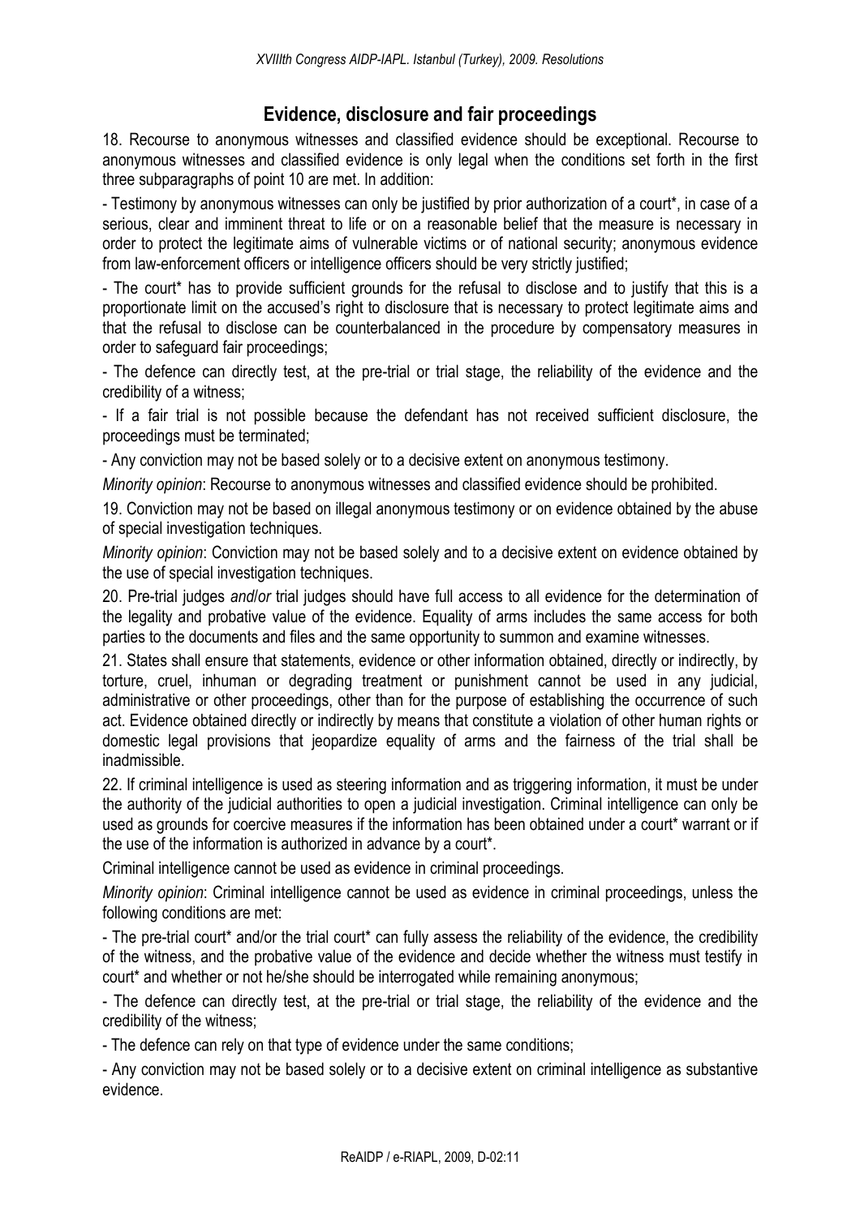## Evidence, disclosure and fair proceedings

18. Recourse to anonymous witnesses and classified evidence should be exceptional. Recourse to anonymous witnesses and classified evidence is only legal when the conditions set forth in the first three subparagraphs of point 10 are met. In addition:

- Testimony by anonymous witnesses can only be justified by prior authorization of a court*, in case of a serious, clear and imminent threat to life or on a reasonable belief that the measure is necessary in order to protect the legitimate aims of vulnerable victims or of national security; anonymous evidence from law-enforcement officers or intelligence officers should be very strictly justified;
- The court* has to provide sufficient grounds for the refusal to disclose and to justify that this is a proportionate limit on the accused's right to disclosure that is necessary to protect legitimate aims and that the refusal to disclose can be counterbalanced in the procedure by compensatory measures in order to safeguard fair proceedings;
- The defence can directly test, at the pre-trial or trial stage, the reliability of the evidence and the credibility of a witness;
- If a fair trial is not possible because the defendant has not received sufficient disclosure, the proceedings must be terminated;
- Any conviction may not be based solely or to a decisive extent on anonymous testimony.

*Minority opinion*: Recourse to anonymous witnesses and classified evidence should be prohibited.

19. Conviction may not be based on illegal anonymous testimony or on evidence obtained by the abuse of special investigation techniques.

*Minority opinion*: Conviction may not be based solely and to a decisive extent on evidence obtained by the use of special investigation techniques.

20. Pre-trial judges *and/or* trial judges should have full access to all evidence for the determination of the legality and probative value of the evidence. Equality of arms includes the same access for both parties to the documents and files and the same opportunity to summon and examine witnesses.

21. States shall ensure that statements, evidence or other information obtained, directly or indirectly, by torture, cruel, inhuman or degrading treatment or punishment cannot be used in any judicial, administrative or other proceedings, other than for the purpose of establishing the occurrence of such act. Evidence obtained directly or indirectly by means that constitute a violation of other human rights or domestic legal provisions that jeopardize equality of arms and the fairness of the trial shall be inadmissible.

22. If criminal intelligence is used as steering information and as triggering information, it must be under the authority of the judicial authorities to open a judicial investigation. Criminal intelligence can only be used as grounds for coercive measures if the information has been obtained under a court* warrant or if the use of the information is authorized in advance by a court*.

Criminal intelligence cannot be used as evidence in criminal proceedings.

*Minority opinion*: Criminal intelligence cannot be used as evidence in criminal proceedings, unless the following conditions are met:

- The pre-trial court* and/or the trial court* can fully assess the reliability of the evidence, the credibility of the witness, and the probative value of the evidence and decide whether the witness must testify in court* and whether or not he/she should be interrogated while remaining anonymous;
- The defence can directly test, at the pre-trial or trial stage, the reliability of the evidence and the credibility of the witness;
- The defence can rely on that type of evidence under the same conditions;
- Any conviction may not be based solely or to a decisive extent on criminal intelligence as substantive evidence.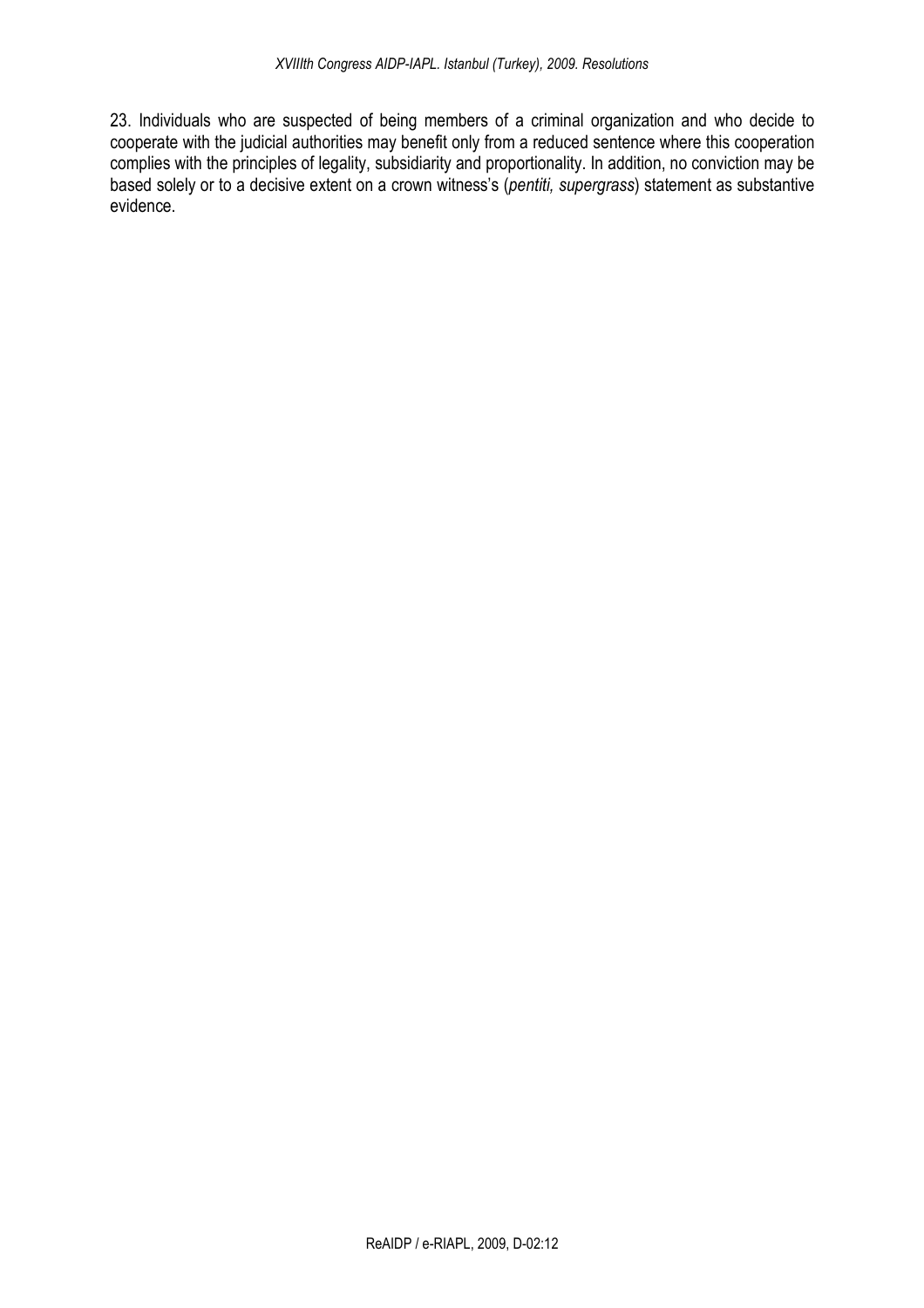23. Individuals who are suspected of being members of a criminal organization and who decide to cooperate with the judicial authorities may benefit only from a reduced sentence where this cooperation complies with the principles of legality, subsidiarity and proportionality. In addition, no conviction may be based solely or to a decisive extent on a crown witness's (*pentiti, supergrass*) statement as substantive evidence.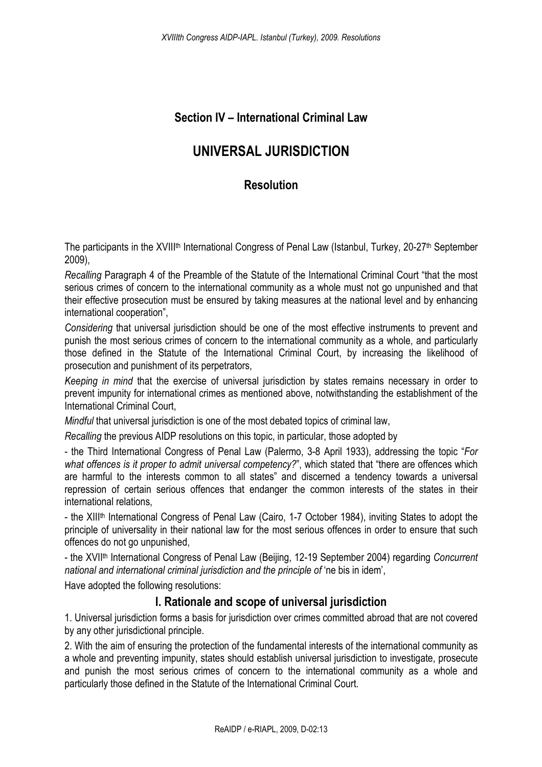## Section IV – International Criminal Law

# UNIVERSAL JURISDICTION

### Resolution

The participants in the XVIII[th] International Congress of Penal Law (Istanbul, Turkey, 20-27[th] September 2009),

*Recalling* Paragraph 4 of the Preamble of the Statute of the International Criminal Court "that the most serious crimes of concern to the international community as a whole must not go unpunished and that their effective prosecution must be ensured by taking measures at the national level and by enhancing international cooperation",

*Considering* that universal jurisdiction should be one of the most effective instruments to prevent and punish the most serious crimes of concern to the international community as a whole, and particularly those defined in the Statute of the International Criminal Court, by increasing the likelihood of prosecution and punishment of its perpetrators,

*Keeping in mind* that the exercise of universal jurisdiction by states remains necessary in order to prevent impunity for international crimes as mentioned above, notwithstanding the establishment of the International Criminal Court,

*Mindful* that universal jurisdiction is one of the most debated topics of criminal law,

*Recalling* the previous AIDP resolutions on this topic, in particular, those adopted by

- the Third International Congress of Penal Law (Palermo, 3-8 April 1933), addressing the topic "*For what offences is it proper to admit universal competency?*", which stated that "there are offences which are harmful to the interests common to all states" and discerned a tendency towards a universal repression of certain serious offences that endanger the common interests of the states in their international relations,
- the XIII[th] International Congress of Penal Law (Cairo, 1-7 October 1984), inviting States to adopt the principle of universality in their national law for the most serious offences in order to ensure that such offences do not go unpunished,
- the XVII[th] International Congress of Penal Law (Beijing, 12-19 September 2004) regarding *Concurrent national and international criminal jurisdiction and the principle of* 'ne bis in idem',

Have adopted the following resolutions:

### I. Rationale and scope of universal jurisdiction

1. Universal jurisdiction forms a basis for jurisdiction over crimes committed abroad that are not covered by any other jurisdictional principle.

2. With the aim of ensuring the protection of the fundamental interests of the international community as a whole and preventing impunity, states should establish universal jurisdiction to investigate, prosecute and punish the most serious crimes of concern to the international community as a whole and particularly those defined in the Statute of the International Criminal Court.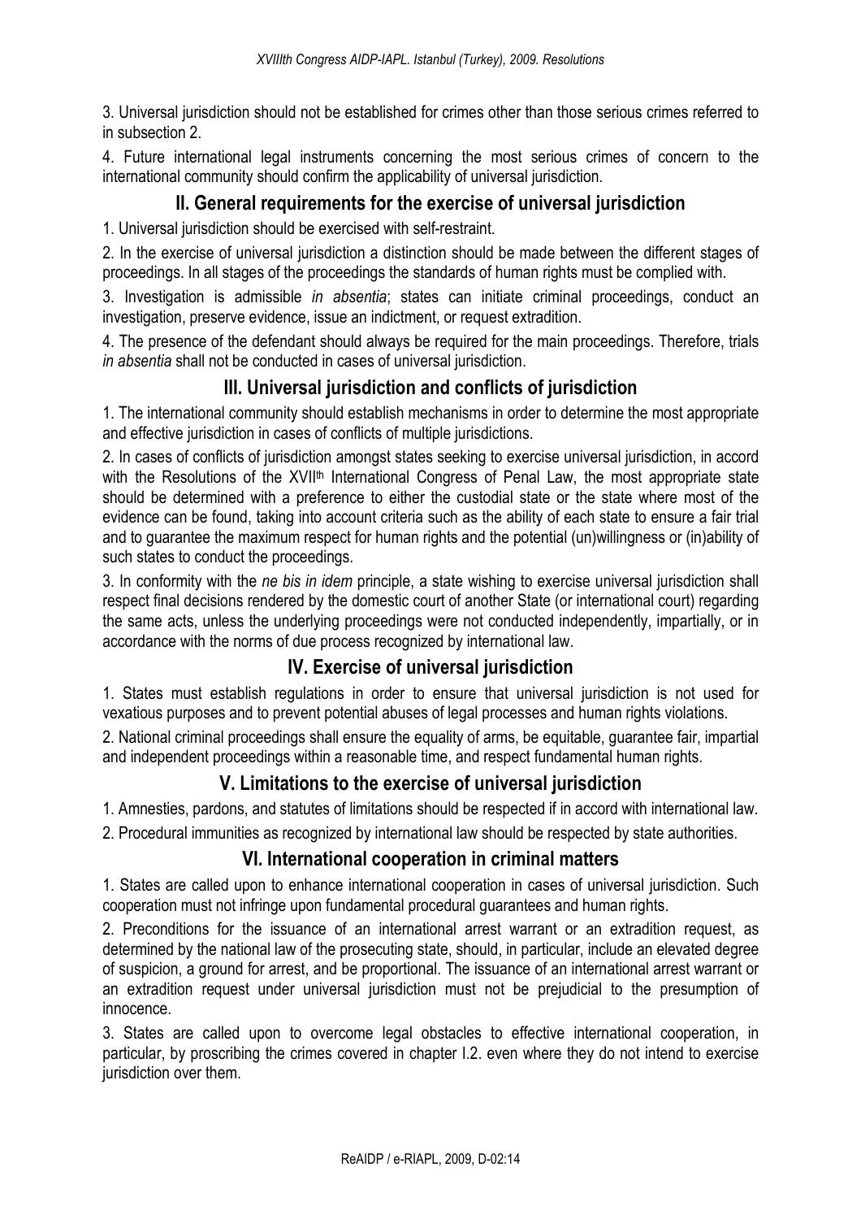3. Universal jurisdiction should not be established for crimes other than those serious crimes referred to in subsection 2.

4. Future international legal instruments concerning the most serious crimes of concern to the international community should confirm the applicability of universal jurisdiction.

## II. General requirements for the exercise of universal jurisdiction

1. Universal jurisdiction should be exercised with self-restraint.

2. In the exercise of universal jurisdiction a distinction should be made between the different stages of proceedings. In all stages of the proceedings the standards of human rights must be complied with.

3. Investigation is admissible *in absentia*; states can initiate criminal proceedings, conduct an investigation, preserve evidence, issue an indictment, or request extradition.

4. The presence of the defendant should always be required for the main proceedings. Therefore, trials *in absentia* shall not be conducted in cases of universal jurisdiction.

## III. Universal jurisdiction and conflicts of jurisdiction

1. The international community should establish mechanisms in order to determine the most appropriate and effective jurisdiction in cases of conflicts of multiple jurisdictions.

2. In cases of conflicts of jurisdiction amongst states seeking to exercise universal jurisdiction, in accord with the Resolutions of the XVII[th] International Congress of Penal Law, the most appropriate state should be determined with a preference to either the custodial state or the state where most of the evidence can be found, taking into account criteria such as the ability of each state to ensure a fair trial and to guarantee the maximum respect for human rights and the potential (un)willingness or (in)ability of such states to conduct the proceedings.

3. In conformity with the *ne bis in idem* principle, a state wishing to exercise universal jurisdiction shall respect final decisions rendered by the domestic court of another State (or international court) regarding the same acts, unless the underlying proceedings were not conducted independently, impartially, or in accordance with the norms of due process recognized by international law.

## IV. Exercise of universal jurisdiction

1. States must establish regulations in order to ensure that universal jurisdiction is not used for vexatious purposes and to prevent potential abuses of legal processes and human rights violations.

2. National criminal proceedings shall ensure the equality of arms, be equitable, guarantee fair, impartial and independent proceedings within a reasonable time, and respect fundamental human rights.

## V. Limitations to the exercise of universal jurisdiction

1. Amnesties, pardons, and statutes of limitations should be respected if in accord with international law.

2. Procedural immunities as recognized by international law should be respected by state authorities.

## VI. International cooperation in criminal matters

1. States are called upon to enhance international cooperation in cases of universal jurisdiction. Such cooperation must not infringe upon fundamental procedural guarantees and human rights.

2. Preconditions for the issuance of an international arrest warrant or an extradition request, as determined by the national law of the prosecuting state, should, in particular, include an elevated degree of suspicion, a ground for arrest, and be proportional. The issuance of an international arrest warrant or an extradition request under universal jurisdiction must not be prejudicial to the presumption of innocence.

3. States are called upon to overcome legal obstacles to effective international cooperation, in particular, by proscribing the crimes covered in chapter I.2. even where they do not intend to exercise jurisdiction over them.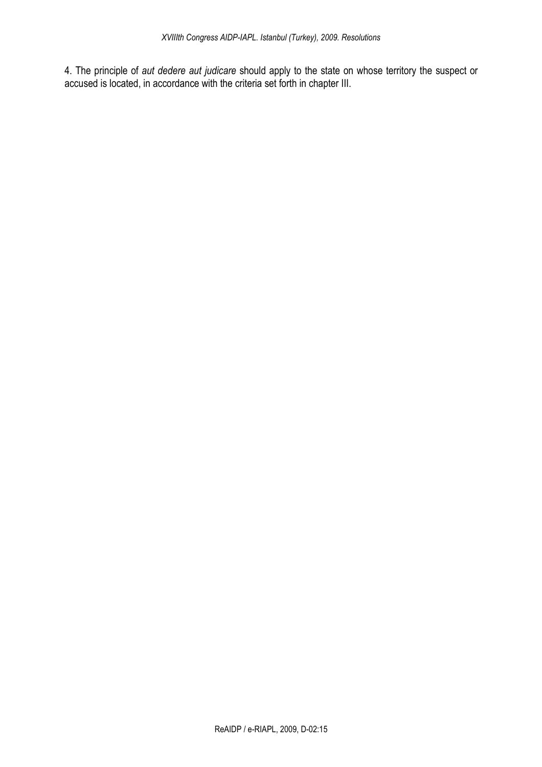4. The principle of *aut dedere aut judicare* should apply to the state on whose territory the suspect or accused is located, in accordance with the criteria set forth in chapter III.